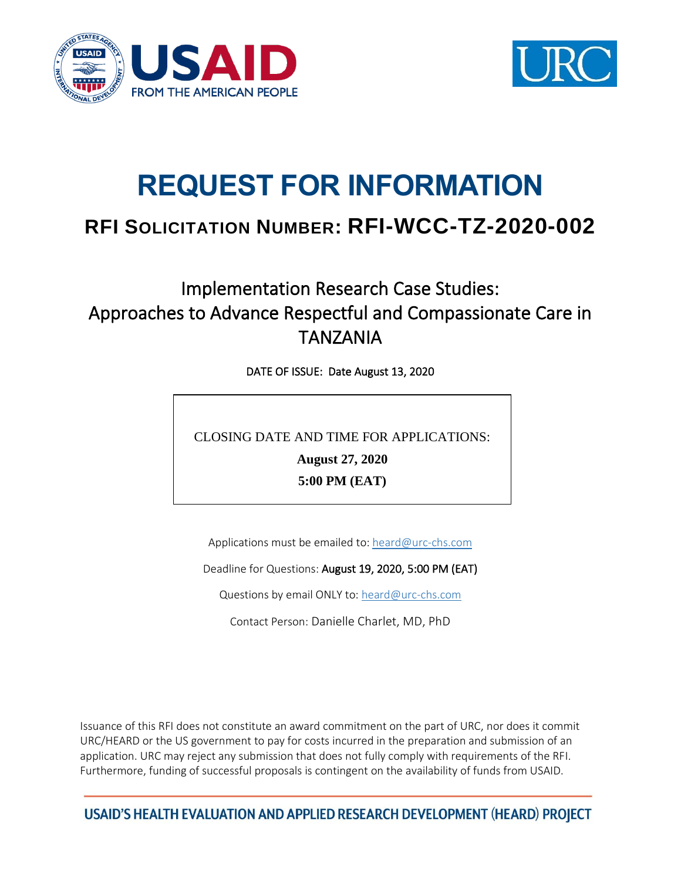# REQUEST FOR INFORMATION

## RFI SOLICITATION NUMBER: RFI-WCC-TZ-2020-002

Implementation Research Case Studies:
Approaches to Advance Respectful and Compassionate Care in TANZANIA

DATE OF ISSUE: Date August 13, 2020

CLOSING DATE AND TIME FOR APPLICATIONS:

**August 27, 2020**

**5:00 PM (EAT)**

Applications must be emailed to: heard@urc-chs.com

Deadline for Questions: August 19, 2020, 5:00 PM (EAT)

Questions by email ONLY to: heard@urc-chs.com

Contact Person: Danielle Charlet, MD, PhD

Issuance of this RFI does not constitute an award commitment on the part of URC, nor does it commit URC/HEARD or the US government to pay for costs incurred in the preparation and submission of an application. URC may reject any submission that does not fully comply with requirements of the RFI. Furthermore, funding of successful proposals is contingent on the availability of funds from USAID.

USAID'S HEALTH EVALUATION AND APPLIED RESEARCH DEVELOPMENT (HEARD) PROJECT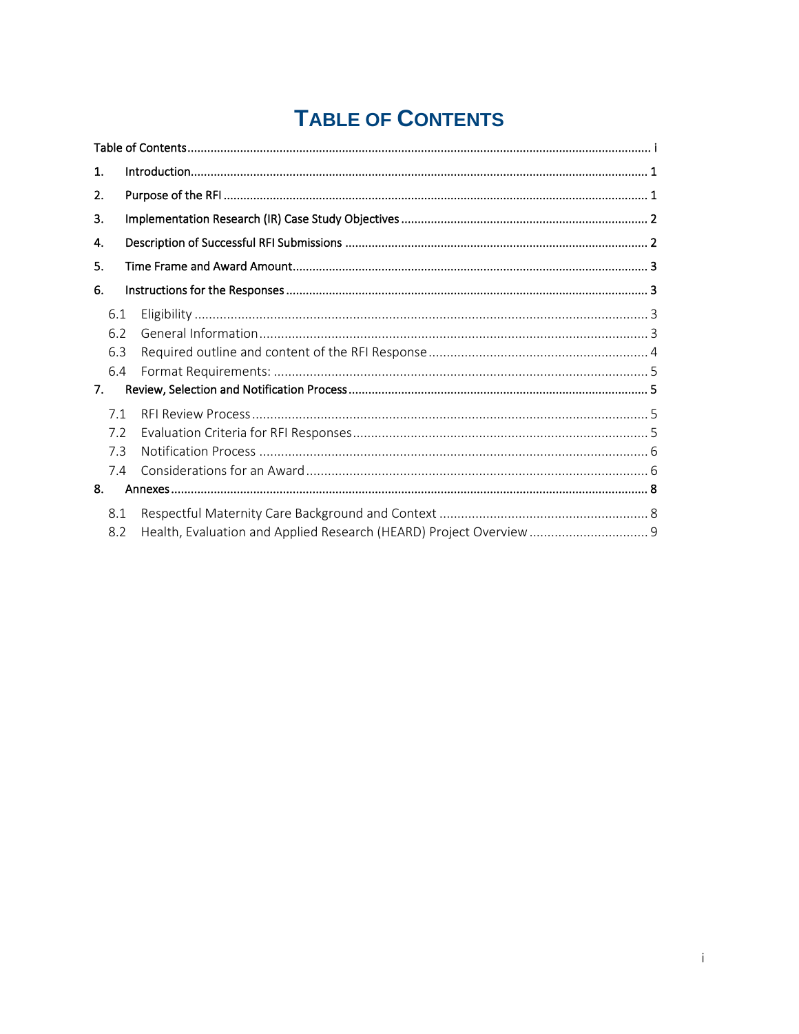# TABLE OF CONTENTS

Table of Contents ........................................................................................................................................ i

1. Introduction ........................................................................................................................................ 1
2. Purpose of the RFI ............................................................................................................................. 1
3. Implementation Research (IR) Case Study Objectives ......................................................................... 2
4. Description of Successful RFI Submissions .......................................................................................... 2
5. Time Frame and Award Amount .......................................................................................................... 3
6. Instructions for the Responses ............................................................................................................ 3
   - 6.1 Eligibility ...................................................................................................................................... 3
   - 6.2 General Information ..................................................................................................................... 3
   - 6.3 Required outline and content of the RFI Response ....................................................................... 4
   - 6.4 Format Requirements: .................................................................................................................. 5
7. Review, Selection and Notification Process .......................................................................................... 5
   - 7.1 RFI Review Process ....................................................................................................................... 5
   - 7.2 Evaluation Criteria for RFI Responses ............................................................................................ 5
   - 7.3 Notification Process ...................................................................................................................... 6
   - 7.4 Considerations for an Award ......................................................................................................... 6
8. Annexes .............................................................................................................................................. 8
   - 8.1 Respectful Maternity Care Background and Context ..................................................................... 8
   - 8.2 Health, Evaluation and Applied Research (HEARD) Project Overview ............................................. 9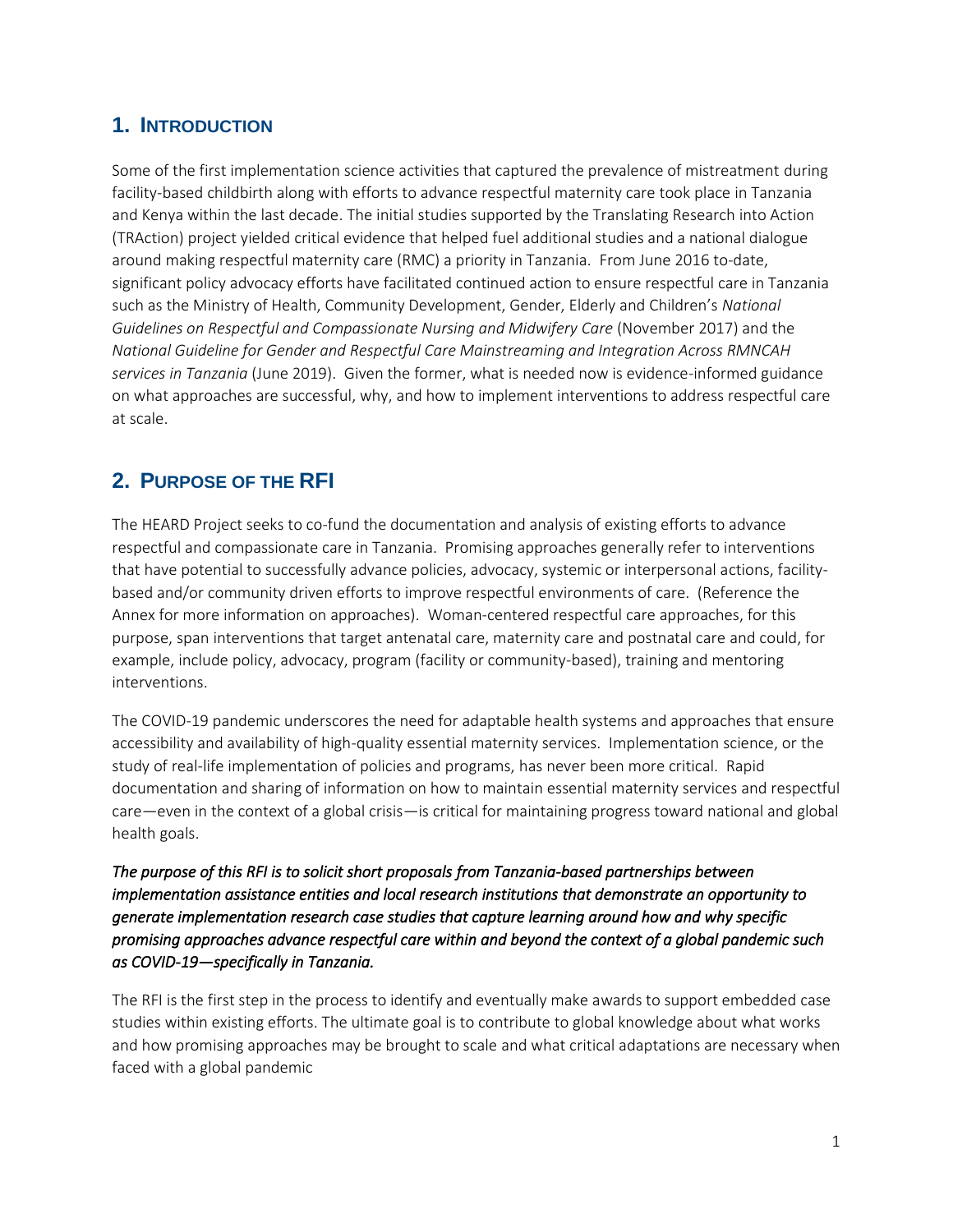## 1. Introduction

Some of the first implementation science activities that captured the prevalence of mistreatment during facility-based childbirth along with efforts to advance respectful maternity care took place in Tanzania and Kenya within the last decade. The initial studies supported by the Translating Research into Action (TRAction) project yielded critical evidence that helped fuel additional studies and a national dialogue around making respectful maternity care (RMC) a priority in Tanzania. From June 2016 to-date, significant policy advocacy efforts have facilitated continued action to ensure respectful care in Tanzania such as the Ministry of Health, Community Development, Gender, Elderly and Children's *National Guidelines on Respectful and Compassionate Nursing and Midwifery Care* (November 2017) and the *National Guideline for Gender and Respectful Care Mainstreaming and Integration Across RMNCAH services in Tanzania* (June 2019). Given the former, what is needed now is evidence-informed guidance on what approaches are successful, why, and how to implement interventions to address respectful care at scale.

## 2. Purpose of the RFI

The HEARD Project seeks to co-fund the documentation and analysis of existing efforts to advance respectful and compassionate care in Tanzania. Promising approaches generally refer to interventions that have potential to successfully advance policies, advocacy, systemic or interpersonal actions, facility-based and/or community driven efforts to improve respectful environments of care. (Reference the Annex for more information on approaches). Woman-centered respectful care approaches, for this purpose, span interventions that target antenatal care, maternity care and postnatal care and could, for example, include policy, advocacy, program (facility or community-based), training and mentoring interventions.

The COVID-19 pandemic underscores the need for adaptable health systems and approaches that ensure accessibility and availability of high-quality essential maternity services. Implementation science, or the study of real-life implementation of policies and programs, has never been more critical. Rapid documentation and sharing of information on how to maintain essential maternity services and respectful care—even in the context of a global crisis—is critical for maintaining progress toward national and global health goals.

***The purpose of this RFI is to solicit short proposals from Tanzania-based partnerships between implementation assistance entities and local research institutions that demonstrate an opportunity to generate implementation research case studies that capture learning around how and why specific promising approaches advance respectful care within and beyond the context of a global pandemic such as COVID-19—specifically in Tanzania.***

The RFI is the first step in the process to identify and eventually make awards to support embedded case studies within existing efforts. The ultimate goal is to contribute to global knowledge about what works and how promising approaches may be brought to scale and what critical adaptations are necessary when faced with a global pandemic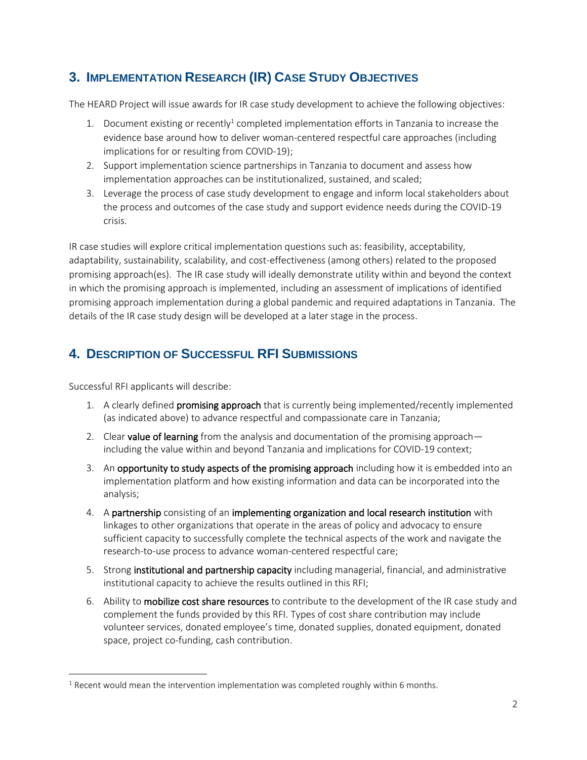## 3. Implementation Research (IR) Case Study Objectives

The HEARD Project will issue awards for IR case study development to achieve the following objectives:

1. Document existing or recently[1] completed implementation efforts in Tanzania to increase the evidence base around how to deliver woman-centered respectful care approaches (including implications for or resulting from COVID-19);
2. Support implementation science partnerships in Tanzania to document and assess how implementation approaches can be institutionalized, sustained, and scaled;
3. Leverage the process of case study development to engage and inform local stakeholders about the process and outcomes of the case study and support evidence needs during the COVID-19 crisis.

IR case studies will explore critical implementation questions such as: feasibility, acceptability, adaptability, sustainability, scalability, and cost-effectiveness (among others) related to the proposed promising approach(es). The IR case study will ideally demonstrate utility within and beyond the context in which the promising approach is implemented, including an assessment of implications of identified promising approach implementation during a global pandemic and required adaptations in Tanzania. The details of the IR case study design will be developed at a later stage in the process.

## 4. Description of Successful RFI Submissions

Successful RFI applicants will describe:

1. A clearly defined **promising approach** that is currently being implemented/recently implemented (as indicated above) to advance respectful and compassionate care in Tanzania;
2. Clear **value of learning** from the analysis and documentation of the promising approach—including the value within and beyond Tanzania and implications for COVID-19 context;
3. An **opportunity to study aspects of the promising approach** including how it is embedded into an implementation platform and how existing information and data can be incorporated into the analysis;
4. A **partnership** consisting of an **implementing organization and local research institution** with linkages to other organizations that operate in the areas of policy and advocacy to ensure sufficient capacity to successfully complete the technical aspects of the work and navigate the research-to-use process to advance woman-centered respectful care;
5. Strong **institutional and partnership capacity** including managerial, financial, and administrative institutional capacity to achieve the results outlined in this RFI;
6. Ability to **mobilize cost share resources** to contribute to the development of the IR case study and complement the funds provided by this RFI. Types of cost share contribution may include volunteer services, donated employee's time, donated supplies, donated equipment, donated space, project co-funding, cash contribution.

[1] Recent would mean the intervention implementation was completed roughly within 6 months.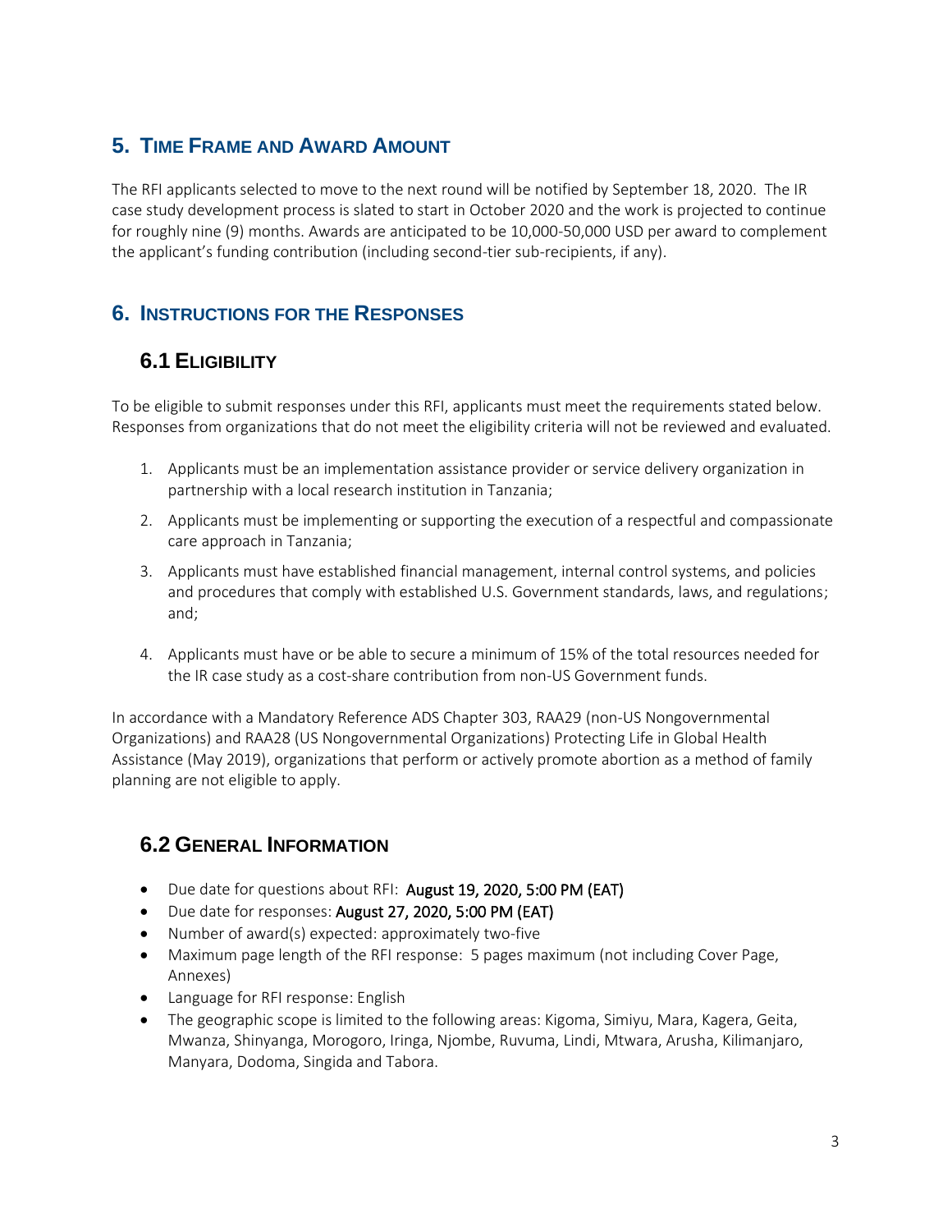## 5. Time Frame and Award Amount

The RFI applicants selected to move to the next round will be notified by September 18, 2020. The IR case study development process is slated to start in October 2020 and the work is projected to continue for roughly nine (9) months. Awards are anticipated to be 10,000-50,000 USD per award to complement the applicant's funding contribution (including second-tier sub-recipients, if any).

## 6. Instructions for the Responses

### 6.1 Eligibility

To be eligible to submit responses under this RFI, applicants must meet the requirements stated below. Responses from organizations that do not meet the eligibility criteria will not be reviewed and evaluated.

1. Applicants must be an implementation assistance provider or service delivery organization in partnership with a local research institution in Tanzania;
2. Applicants must be implementing or supporting the execution of a respectful and compassionate care approach in Tanzania;
3. Applicants must have established financial management, internal control systems, and policies and procedures that comply with established U.S. Government standards, laws, and regulations; and;
4. Applicants must have or be able to secure a minimum of 15% of the total resources needed for the IR case study as a cost-share contribution from non-US Government funds.

In accordance with a Mandatory Reference ADS Chapter 303, RAA29 (non-US Nongovernmental Organizations) and RAA28 (US Nongovernmental Organizations) Protecting Life in Global Health Assistance (May 2019), organizations that perform or actively promote abortion as a method of family planning are not eligible to apply.

### 6.2 General Information

- Due date for questions about RFI: **August 19, 2020, 5:00 PM (EAT)**
- Due date for responses: **August 27, 2020, 5:00 PM (EAT)**
- Number of award(s) expected: approximately two-five
- Maximum page length of the RFI response: 5 pages maximum (not including Cover Page, Annexes)
- Language for RFI response: English
- The geographic scope is limited to the following areas: Kigoma, Simiyu, Mara, Kagera, Geita, Mwanza, Shinyanga, Morogoro, Iringa, Njombe, Ruvuma, Lindi, Mtwara, Arusha, Kilimanjaro, Manyara, Dodoma, Singida and Tabora.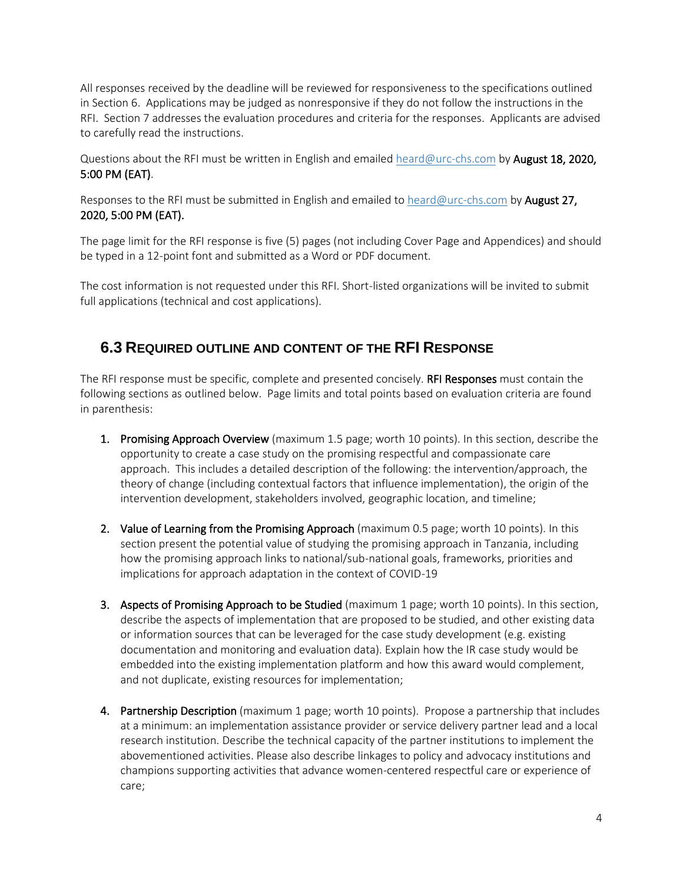All responses received by the deadline will be reviewed for responsiveness to the specifications outlined in Section 6. Applications may be judged as nonresponsive if they do not follow the instructions in the RFI. Section 7 addresses the evaluation procedures and criteria for the responses. Applicants are advised to carefully read the instructions.

Questions about the RFI must be written in English and emailed heard@urc-chs.com by **August 18, 2020, 5:00 PM (EAT)**.

Responses to the RFI must be submitted in English and emailed to heard@urc-chs.com by **August 27, 2020, 5:00 PM (EAT).**

The page limit for the RFI response is five (5) pages (not including Cover Page and Appendices) and should be typed in a 12-point font and submitted as a Word or PDF document.

The cost information is not requested under this RFI. Short-listed organizations will be invited to submit full applications (technical and cost applications).

## 6.3 Required outline and content of the RFI Response

The RFI response must be specific, complete and presented concisely. **RFI Responses** must contain the following sections as outlined below. Page limits and total points based on evaluation criteria are found in parenthesis:

1. **Promising Approach Overview** (maximum 1.5 page; worth 10 points). In this section, describe the opportunity to create a case study on the promising respectful and compassionate care approach. This includes a detailed description of the following: the intervention/approach, the theory of change (including contextual factors that influence implementation), the origin of the intervention development, stakeholders involved, geographic location, and timeline;

2. **Value of Learning from the Promising Approach** (maximum 0.5 page; worth 10 points). In this section present the potential value of studying the promising approach in Tanzania, including how the promising approach links to national/sub-national goals, frameworks, priorities and implications for approach adaptation in the context of COVID-19

3. **Aspects of Promising Approach to be Studied** (maximum 1 page; worth 10 points). In this section, describe the aspects of implementation that are proposed to be studied, and other existing data or information sources that can be leveraged for the case study development (e.g. existing documentation and monitoring and evaluation data). Explain how the IR case study would be embedded into the existing implementation platform and how this award would complement, and not duplicate, existing resources for implementation;

4. **Partnership Description** (maximum 1 page; worth 10 points). Propose a partnership that includes at a minimum: an implementation assistance provider or service delivery partner lead and a local research institution. Describe the technical capacity of the partner institutions to implement the abovementioned activities. Please also describe linkages to policy and advocacy institutions and champions supporting activities that advance women-centered respectful care or experience of care;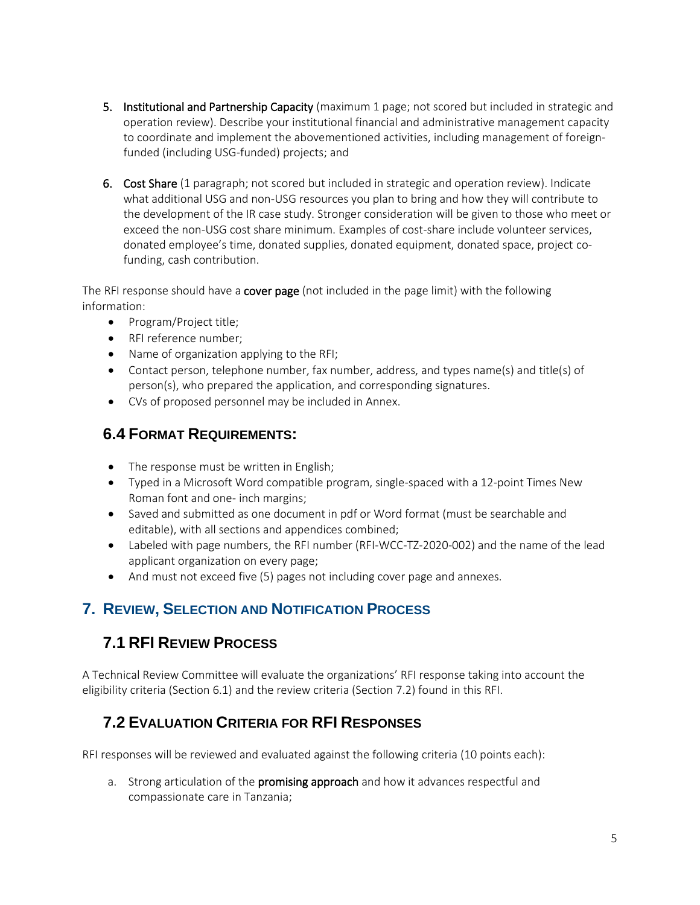5. **Institutional and Partnership Capacity** (maximum 1 page; not scored but included in strategic and operation review). Describe your institutional financial and administrative management capacity to coordinate and implement the abovementioned activities, including management of foreign-funded (including USG-funded) projects; and

6. **Cost Share** (1 paragraph; not scored but included in strategic and operation review). Indicate what additional USG and non-USG resources you plan to bring and how they will contribute to the development of the IR case study. Stronger consideration will be given to those who meet or exceed the non-USG cost share minimum. Examples of cost-share include volunteer services, donated employee's time, donated supplies, donated equipment, donated space, project co-funding, cash contribution.

The RFI response should have a **cover page** (not included in the page limit) with the following information:

- Program/Project title;
- RFI reference number;
- Name of organization applying to the RFI;
- Contact person, telephone number, fax number, address, and types name(s) and title(s) of person(s), who prepared the application, and corresponding signatures.
- CVs of proposed personnel may be included in Annex.

### 6.4 Format Requirements:

- The response must be written in English;
- Typed in a Microsoft Word compatible program, single-spaced with a 12-point Times New Roman font and one- inch margins;
- Saved and submitted as one document in pdf or Word format (must be searchable and editable), with all sections and appendices combined;
- Labeled with page numbers, the RFI number (RFI-WCC-TZ-2020-002) and the name of the lead applicant organization on every page;
- And must not exceed five (5) pages not including cover page and annexes.

## 7. Review, Selection and Notification Process

### 7.1 RFI Review Process

A Technical Review Committee will evaluate the organizations' RFI response taking into account the eligibility criteria (Section 6.1) and the review criteria (Section 7.2) found in this RFI.

### 7.2 Evaluation Criteria for RFI Responses

RFI responses will be reviewed and evaluated against the following criteria (10 points each):

a. Strong articulation of the **promising approach** and how it advances respectful and compassionate care in Tanzania;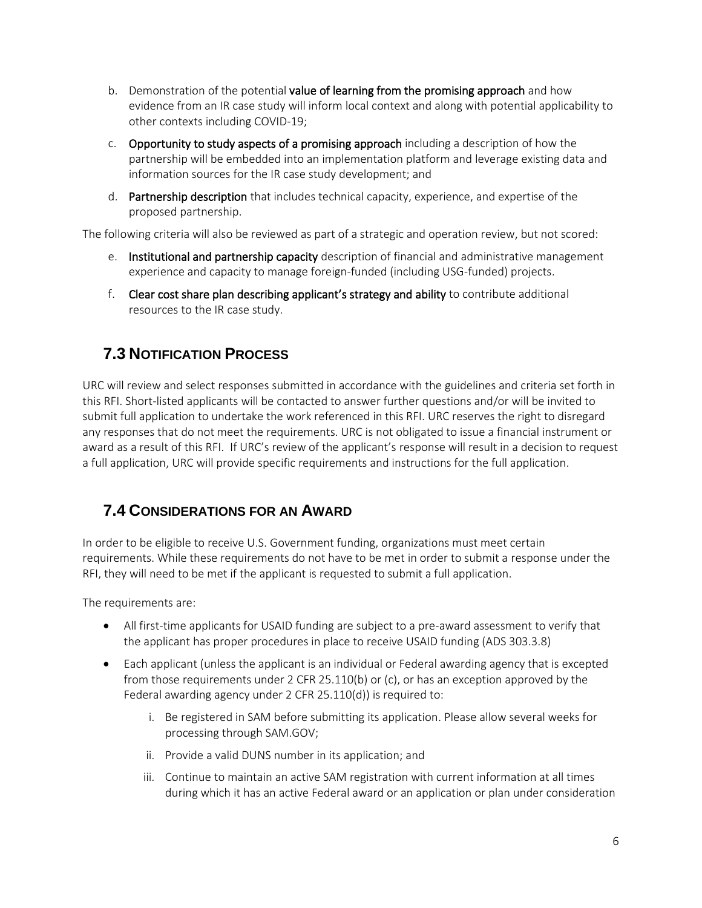b. Demonstration of the potential **value of learning from the promising approach** and how evidence from an IR case study will inform local context and along with potential applicability to other contexts including COVID-19;

c. **Opportunity to study aspects of a promising approach** including a description of how the partnership will be embedded into an implementation platform and leverage existing data and information sources for the IR case study development; and

d. **Partnership description** that includes technical capacity, experience, and expertise of the proposed partnership.

The following criteria will also be reviewed as part of a strategic and operation review, but not scored:

e. **Institutional and partnership capacity** description of financial and administrative management experience and capacity to manage foreign-funded (including USG-funded) projects.

f. **Clear cost share plan describing applicant's strategy and ability** to contribute additional resources to the IR case study.

## 7.3 Notification Process

URC will review and select responses submitted in accordance with the guidelines and criteria set forth in this RFI. Short-listed applicants will be contacted to answer further questions and/or will be invited to submit full application to undertake the work referenced in this RFI. URC reserves the right to disregard any responses that do not meet the requirements. URC is not obligated to issue a financial instrument or award as a result of this RFI. If URC's review of the applicant's response will result in a decision to request a full application, URC will provide specific requirements and instructions for the full application.

## 7.4 Considerations for an Award

In order to be eligible to receive U.S. Government funding, organizations must meet certain requirements. While these requirements do not have to be met in order to submit a response under the RFI, they will need to be met if the applicant is requested to submit a full application.

The requirements are:

- All first-time applicants for USAID funding are subject to a pre-award assessment to verify that the applicant has proper procedures in place to receive USAID funding (ADS 303.3.8)
- Each applicant (unless the applicant is an individual or Federal awarding agency that is excepted from those requirements under 2 CFR 25.110(b) or (c), or has an exception approved by the Federal awarding agency under 2 CFR 25.110(d)) is required to:
    i. Be registered in SAM before submitting its application. Please allow several weeks for processing through SAM.GOV;
    ii. Provide a valid DUNS number in its application; and
    iii. Continue to maintain an active SAM registration with current information at all times during which it has an active Federal award or an application or plan under consideration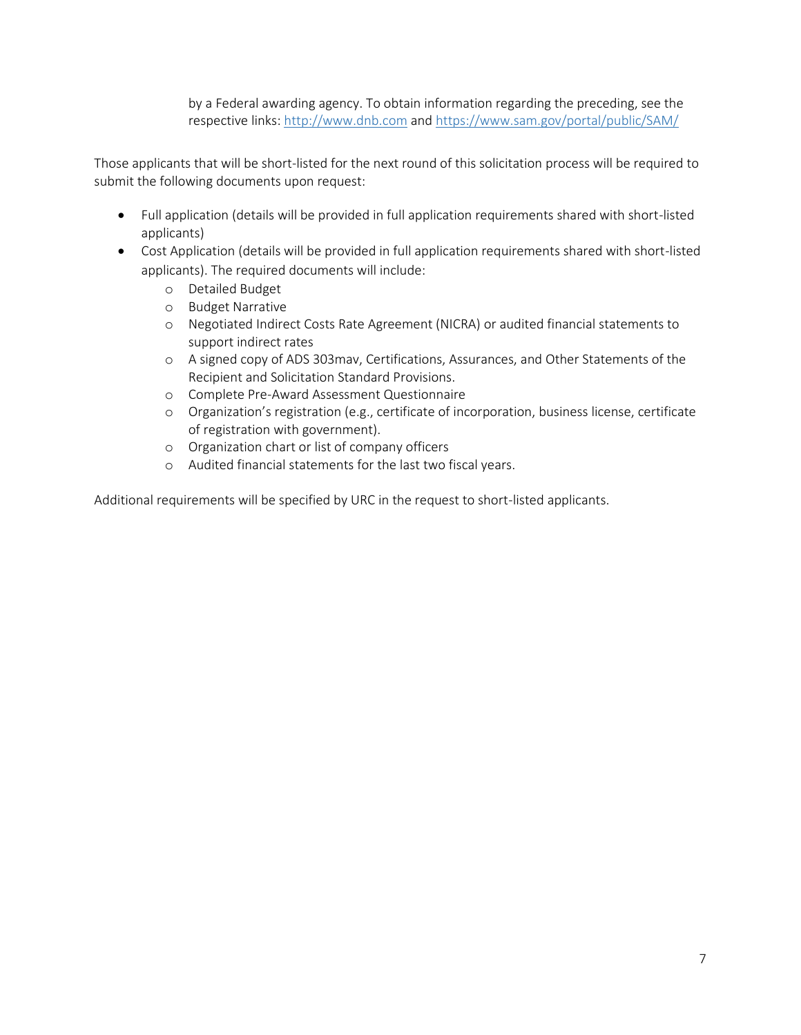by a Federal awarding agency. To obtain information regarding the preceding, see the respective links: http://www.dnb.com and https://www.sam.gov/portal/public/SAM/

Those applicants that will be short-listed for the next round of this solicitation process will be required to submit the following documents upon request:

- Full application (details will be provided in full application requirements shared with short-listed applicants)
- Cost Application (details will be provided in full application requirements shared with short-listed applicants). The required documents will include:
  - Detailed Budget
  - Budget Narrative
  - Negotiated Indirect Costs Rate Agreement (NICRA) or audited financial statements to support indirect rates
  - A signed copy of ADS 303mav, Certifications, Assurances, and Other Statements of the Recipient and Solicitation Standard Provisions.
  - Complete Pre-Award Assessment Questionnaire
  - Organization's registration (e.g., certificate of incorporation, business license, certificate of registration with government).
  - Organization chart or list of company officers
  - Audited financial statements for the last two fiscal years.

Additional requirements will be specified by URC in the request to short-listed applicants.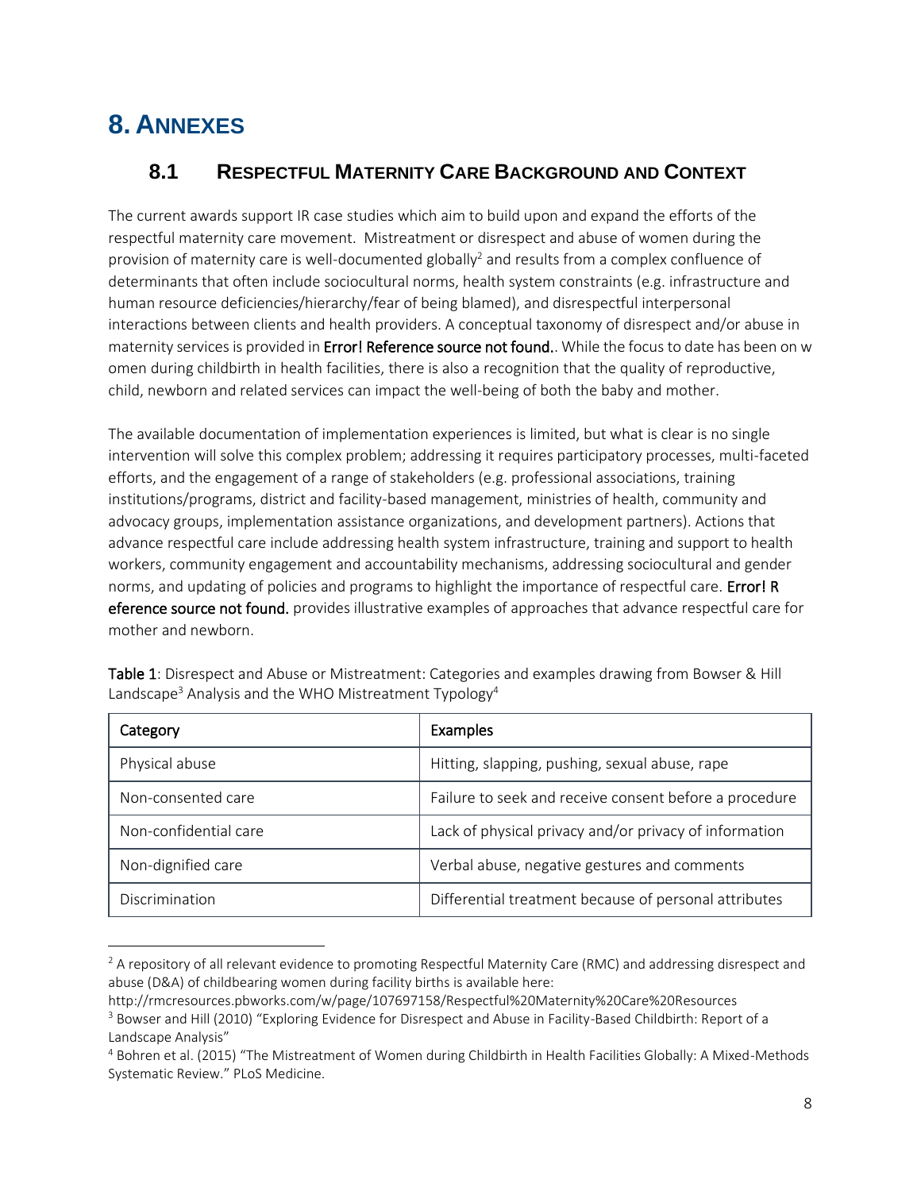# 8. Annexes

## 8.1 Respectful Maternity Care Background and Context

The current awards support IR case studies which aim to build upon and expand the efforts of the respectful maternity care movement. Mistreatment or disrespect and abuse of women during the provision of maternity care is well-documented globally[2] and results from a complex confluence of determinants that often include sociocultural norms, health system constraints (e.g. infrastructure and human resource deficiencies/hierarchy/fear of being blamed), and disrespectful interpersonal interactions between clients and health providers. A conceptual taxonomy of disrespect and/or abuse in maternity services is provided in **Error! Reference source not found.**. While the focus to date has been on w omen during childbirth in health facilities, there is also a recognition that the quality of reproductive, child, newborn and related services can impact the well-being of both the baby and mother.

The available documentation of implementation experiences is limited, but what is clear is no single intervention will solve this complex problem; addressing it requires participatory processes, multi-faceted efforts, and the engagement of a range of stakeholders (e.g. professional associations, training institutions/programs, district and facility-based management, ministries of health, community and advocacy groups, implementation assistance organizations, and development partners). Actions that advance respectful care include addressing health system infrastructure, training and support to health workers, community engagement and accountability mechanisms, addressing sociocultural and gender norms, and updating of policies and programs to highlight the importance of respectful care. **Error! R eference source not found.** provides illustrative examples of approaches that advance respectful care for mother and newborn.

**Table 1**: Disrespect and Abuse or Mistreatment: Categories and examples drawing from Bowser & Hill Landscape[3] Analysis and the WHO Mistreatment Typology[4]

| Category | Examples |
| --- | --- |
| Physical abuse | Hitting, slapping, pushing, sexual abuse, rape |
| Non-consented care | Failure to seek and receive consent before a procedure |
| Non-confidential care | Lack of physical privacy and/or privacy of information |
| Non-dignified care | Verbal abuse, negative gestures and comments |
| Discrimination | Differential treatment because of personal attributes |

[2] A repository of all relevant evidence to promoting Respectful Maternity Care (RMC) and addressing disrespect and abuse (D&A) of childbearing women during facility births is available here: http://rmcresources.pbworks.com/w/page/107697158/Respectful%20Maternity%20Care%20Resources

[3] Bowser and Hill (2010) "Exploring Evidence for Disrespect and Abuse in Facility-Based Childbirth: Report of a Landscape Analysis"

[4] Bohren et al. (2015) "The Mistreatment of Women during Childbirth in Health Facilities Globally: A Mixed-Methods Systematic Review." PLoS Medicine.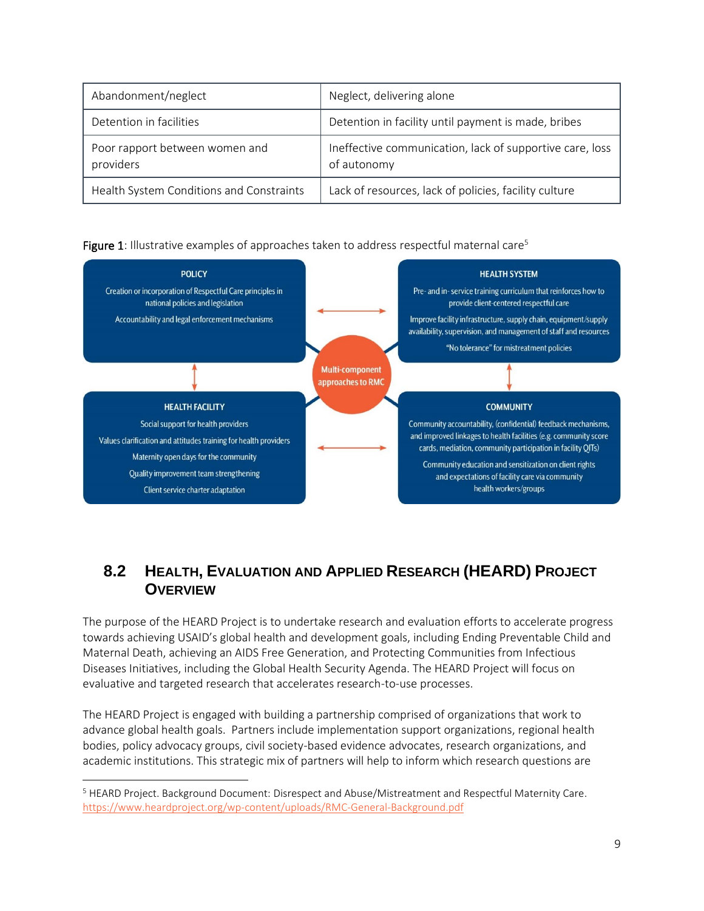| Abandonment/neglect | Neglect, delivering alone |
|---|---|
| Detention in facilities | Detention in facility until payment is made, bribes |
| Poor rapport between women and providers | Ineffective communication, lack of supportive care, loss of autonomy |
| Health System Conditions and Constraints | Lack of resources, lack of policies, facility culture |

**Figure 1**: Illustrative examples of approaches taken to address respectful maternal care[5]

**POLICY**

Creation or incorporation of Respectful Care principles in national policies and legislation

Accountability and legal enforcement mechanisms

**HEALTH SYSTEM**

Pre- and in- service training curriculum that reinforces how to provide client-centered respectful care

Improve facility infrastructure, supply chain, equipment/supply availability, supervision, and management of staff and resources

"No tolerance" for mistreatment policies

**Multi-component approaches to RMC**

**HEALTH FACILITY**

Social support for health providers

Values clarification and attitudes training for health providers

Maternity open days for the community

Quality improvement team strengthening

Client service charter adaptation

**COMMUNITY**

Community accountability, (confidential) feedback mechanisms, and improved linkages to health facilities (e.g. community score cards, mediation, community participation in facility QITs)

Community education and sensitization on client rights and expectations of facility care via community health workers/groups

## 8.2 Health, Evaluation and Applied Research (HEARD) Project Overview

The purpose of the HEARD Project is to undertake research and evaluation efforts to accelerate progress towards achieving USAID's global health and development goals, including Ending Preventable Child and Maternal Death, achieving an AIDS Free Generation, and Protecting Communities from Infectious Diseases Initiatives, including the Global Health Security Agenda. The HEARD Project will focus on evaluative and targeted research that accelerates research-to-use processes.

The HEARD Project is engaged with building a partnership comprised of organizations that work to advance global health goals. Partners include implementation support organizations, regional health bodies, policy advocacy groups, civil society-based evidence advocates, research organizations, and academic institutions. This strategic mix of partners will help to inform which research questions are

[5] HEARD Project. Background Document: Disrespect and Abuse/Mistreatment and Respectful Maternity Care. https://www.heardproject.org/wp-content/uploads/RMC-General-Background.pdf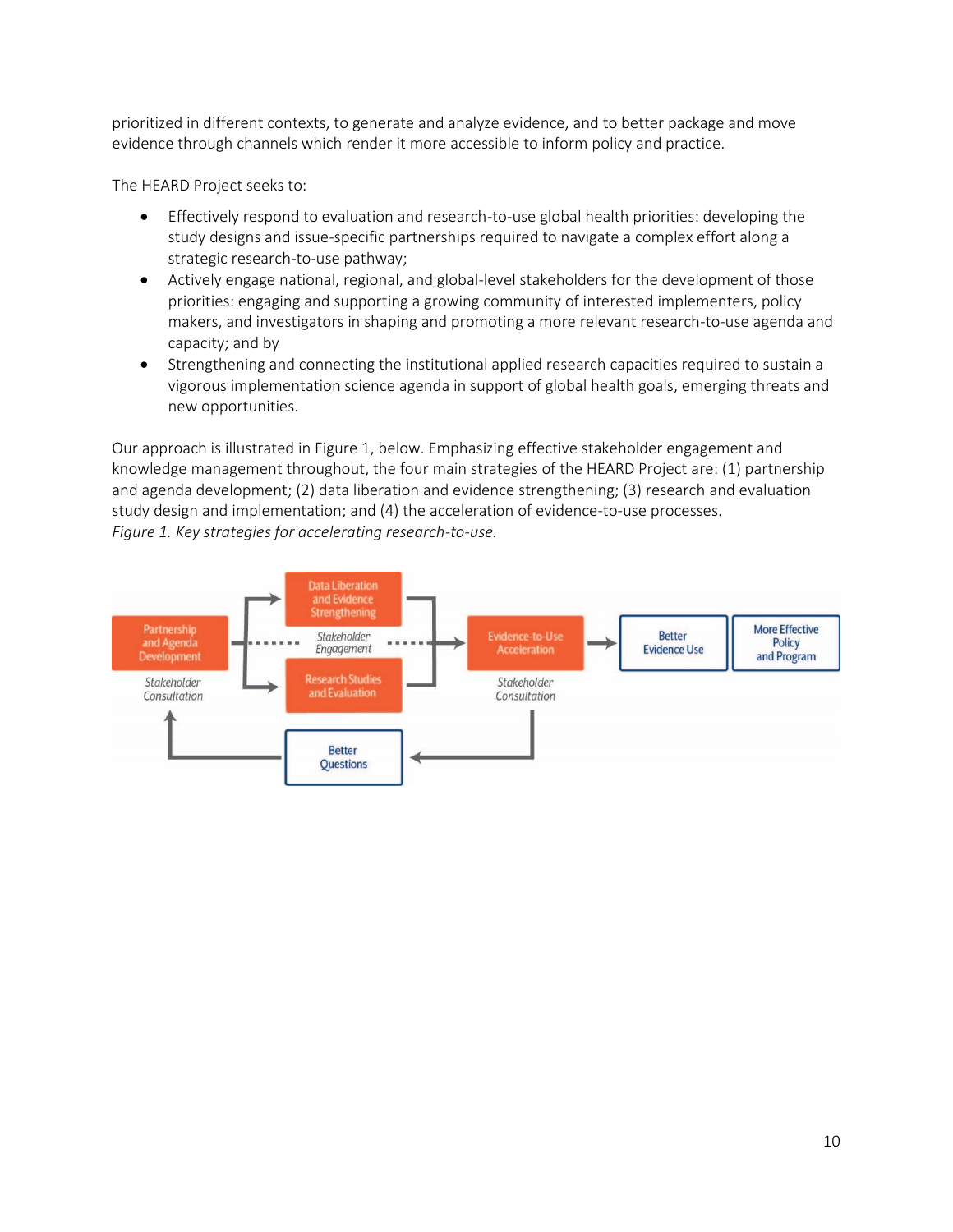prioritized in different contexts, to generate and analyze evidence, and to better package and move evidence through channels which render it more accessible to inform policy and practice.

The HEARD Project seeks to:

- Effectively respond to evaluation and research-to-use global health priorities: developing the study designs and issue-specific partnerships required to navigate a complex effort along a strategic research-to-use pathway;
- Actively engage national, regional, and global-level stakeholders for the development of those priorities: engaging and supporting a growing community of interested implementers, policy makers, and investigators in shaping and promoting a more relevant research-to-use agenda and capacity; and by
- Strengthening and connecting the institutional applied research capacities required to sustain a vigorous implementation science agenda in support of global health goals, emerging threats and new opportunities.

Our approach is illustrated in Figure 1, below. Emphasizing effective stakeholder engagement and knowledge management throughout, the four main strategies of the HEARD Project are: (1) partnership and agenda development; (2) data liberation and evidence strengthening; (3) research and evaluation study design and implementation; and (4) the acceleration of evidence-to-use processes.

*Figure 1. Key strategies for accelerating research-to-use.*

Partnership and Agenda Development

Stakeholder Consultation

Data Liberation and Evidence Strengthening

Stakeholder Engagement

Research Studies and Evaluation

Evidence-to-Use Acceleration

Stakeholder Consultation

Better Evidence Use

More Effective Policy and Program

Better Questions